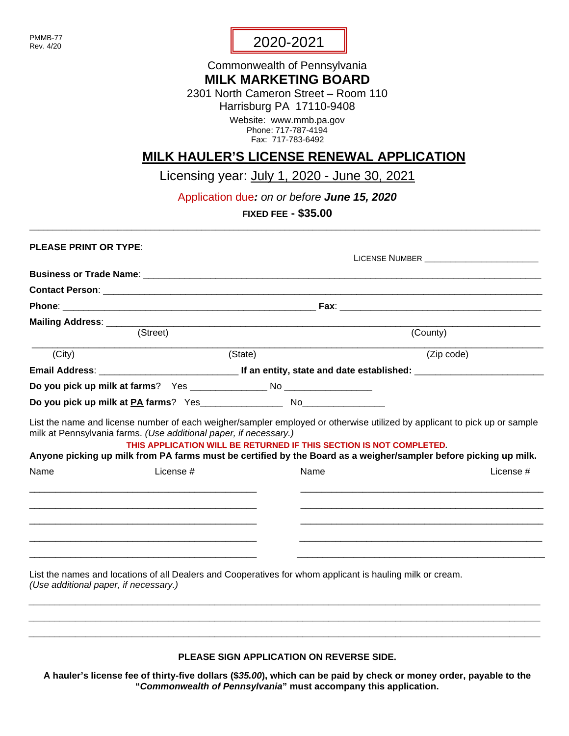PMMB-77
Rev. 4/20

**2020-2021**

Commonwealth of Pennsylvania

# MILK MARKETING BOARD

2301 North Cameron Street – Room 110
Harrisburg PA 17110-9408

Website: www.mmb.pa.gov
Phone: 717-787-4194
Fax: 717-783-6492

## MILK HAULER'S LICENSE RENEWAL APPLICATION

Licensing year: July 1, 2020 - June 30, 2021

Application due*: on or before* ***June 15, 2020***

**FIXED FEE - $35.00**

---

**PLEASE PRINT OR TYPE**:

LICENSE NUMBER ______________________

**Business or Trade Name**: ____________________________________________

**Contact Person**: ____________________________________________

**Phone**: ______________________________ **Fax**: ______________________________

**Mailing Address**: ____________________________________________
(Street) (County)

____________________________________________
(City) (State) (Zip code)

**Email Address**: __________________________ **If an entity, state and date established:** __________________________

**Do you pick up milk at farms**? Yes ______________ No ________________

**Do you pick up milk at PA farms**? Yes_______________ No_______________

List the name and license number of each weigher/sampler employed or otherwise utilized by applicant to pick up or sample milk at Pennsylvania farms. *(Use additional paper, if necessary.)*

**THIS APPLICATION WILL BE RETURNED IF THIS SECTION IS NOT COMPLETED.**

**Anyone picking up milk from PA farms must be certified by the Board as a weigher/sampler before picking up milk.**

| Name | License # | Name | License # |
|---|---|---|---|
| | | | |
| | | | |
| | | | |
| | | | |
| | | | |

List the names and locations of all Dealers and Cooperatives for whom applicant is hauling milk or cream. *(Use additional paper, if necessary.)*

____________________________________________

____________________________________________

____________________________________________

**PLEASE SIGN APPLICATION ON REVERSE SIDE.**

**A hauler's license fee of thirty-five dollars ($*35.00*), which can be paid by check or money order, payable to the "*Commonwealth of Pennsylvania*" must accompany this application.**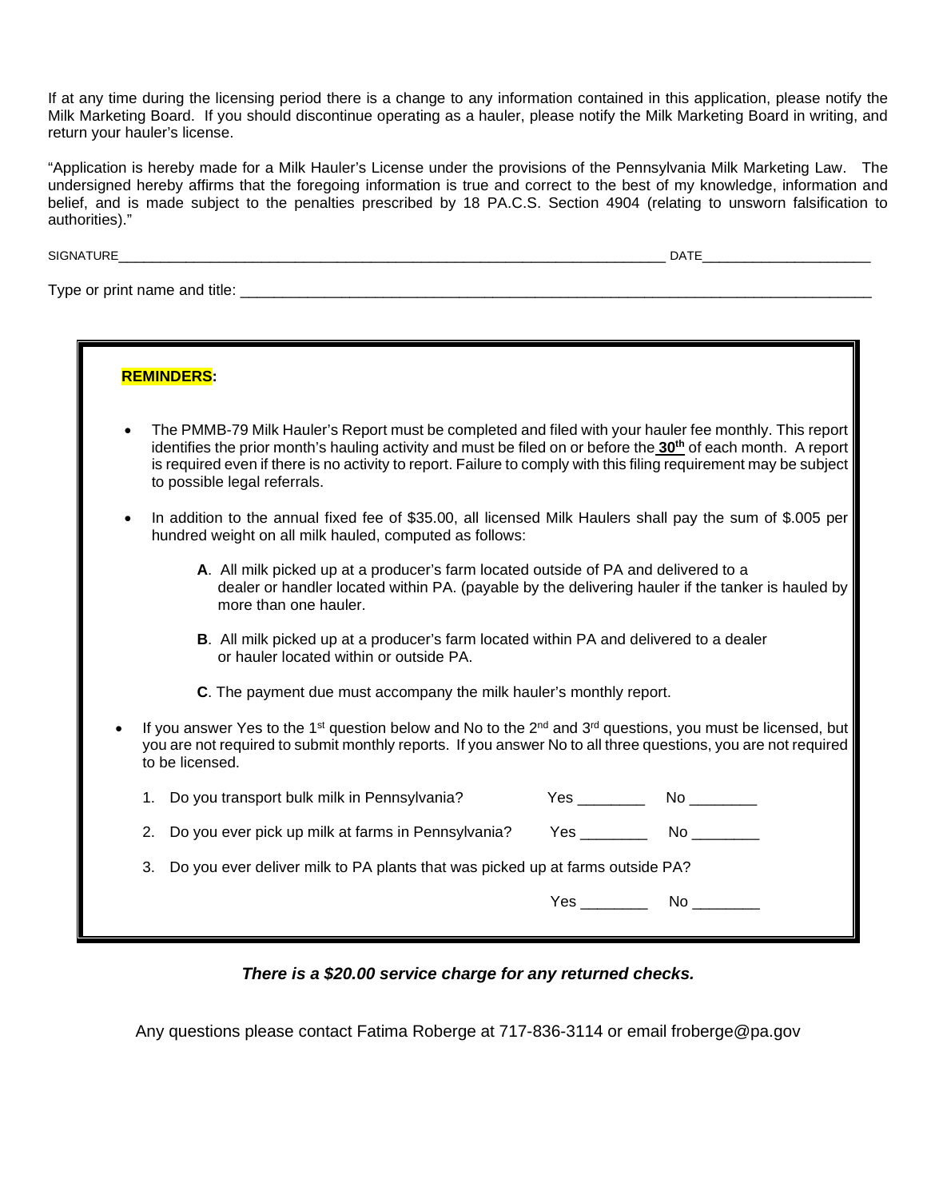If at any time during the licensing period there is a change to any information contained in this application, please notify the Milk Marketing Board. If you should discontinue operating as a hauler, please notify the Milk Marketing Board in writing, and return your hauler's license.

"Application is hereby made for a Milk Hauler's License under the provisions of the Pennsylvania Milk Marketing Law. The undersigned hereby affirms that the foregoing information is true and correct to the best of my knowledge, information and belief, and is made subject to the penalties prescribed by 18 PA.C.S. Section 4904 (relating to unsworn falsification to authorities)."

SIGNATURE_______________________________________________________________________________ DATE_______________________

Type or print name and title: ___________________________________________________________________________________

**REMINDERS:**

- The PMMB-79 Milk Hauler's Report must be completed and filed with your hauler fee monthly. This report identifies the prior month's hauling activity and must be filed on or before the **30th** of each month. A report is required even if there is no activity to report. Failure to comply with this filing requirement may be subject to possible legal referrals.

- In addition to the annual fixed fee of $35.00, all licensed Milk Haulers shall pay the sum of $.005 per hundred weight on all milk hauled, computed as follows:

  **A**. All milk picked up at a producer's farm located outside of PA and delivered to a dealer or handler located within PA. (payable by the delivering hauler if the tanker is hauled by more than one hauler.

  **B**. All milk picked up at a producer's farm located within PA and delivered to a dealer or hauler located within or outside PA.

  **C**. The payment due must accompany the milk hauler's monthly report.

- If you answer Yes to the 1st question below and No to the 2nd and 3rd questions, you must be licensed, but you are not required to submit monthly reports. If you answer No to all three questions, you are not required to be licensed.

  1. Do you transport bulk milk in Pennsylvania? Yes ________ No ________

  2. Do you ever pick up milk at farms in Pennsylvania? Yes ________ No ________

  3. Do you ever deliver milk to PA plants that was picked up at farms outside PA?

     Yes ________ No ________

***There is a $20.00 service charge for any returned checks.***

Any questions please contact Fatima Roberge at 717-836-3114 or email froberge@pa.gov